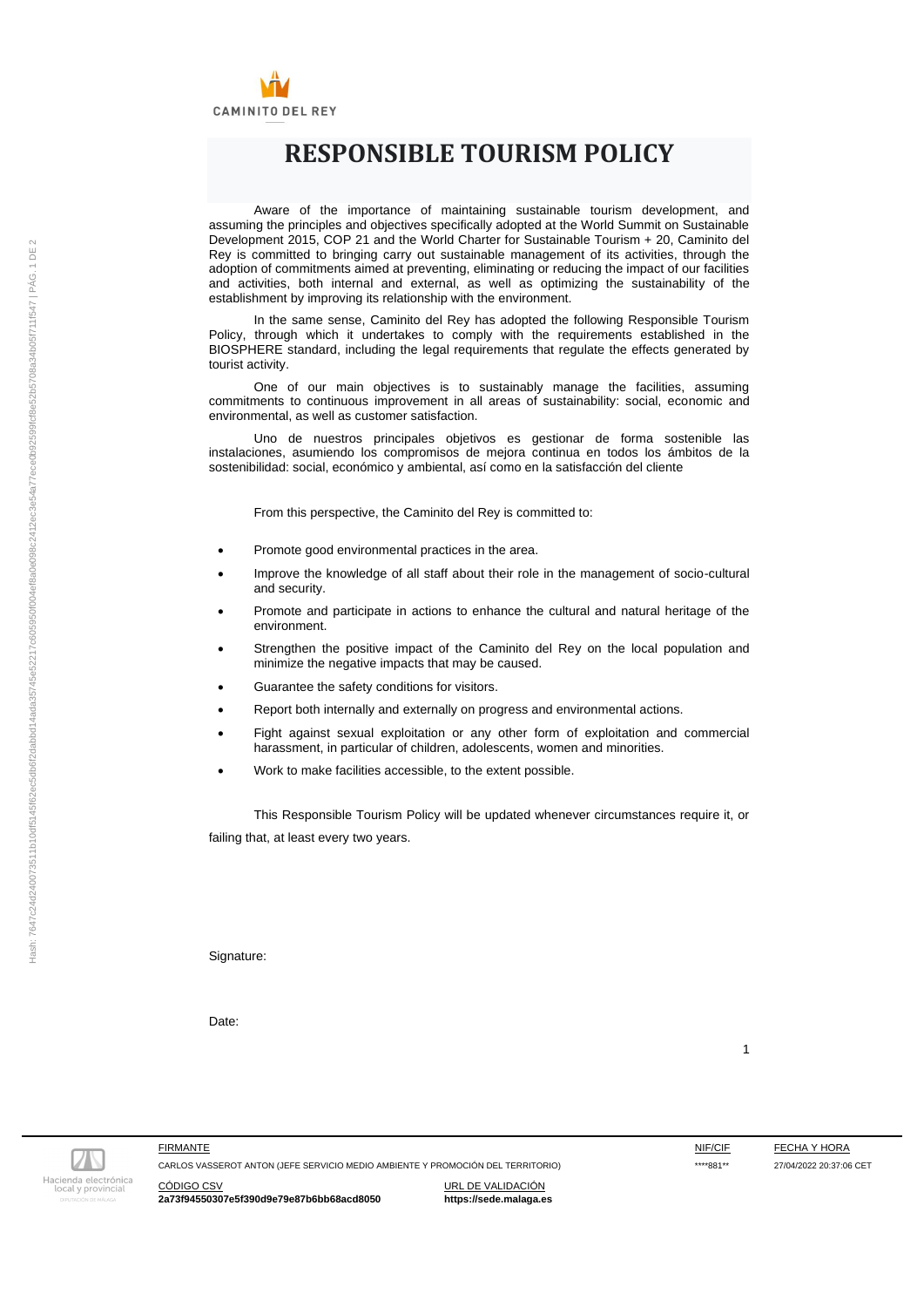CAMINITO DEL REY

# RESPONSIBLE TOURISM POLICY

Aware of the importance of maintaining sustainable tourism development, and assuming the principles and objectives specifically adopted at the World Summit on Sustainable Development 2015, COP 21 and the World Charter for Sustainable Tourism + 20, Caminito del Rey is committed to bringing carry out sustainable management of its activities, through the adoption of commitments aimed at preventing, eliminating or reducing the impact of our facilities and activities, both internal and external, as well as optimizing the sustainability of the establishment by improving its relationship with the environment.

In the same sense, Caminito del Rey has adopted the following Responsible Tourism Policy, through which it undertakes to comply with the requirements established in the BIOSPHERE standard, including the legal requirements that regulate the effects generated by tourist activity.

One of our main objectives is to sustainably manage the facilities, assuming commitments to continuous improvement in all areas of sustainability: social, economic and environmental, as well as customer satisfaction.

Uno de nuestros principales objetivos es gestionar de forma sostenible las instalaciones, asumiendo los compromisos de mejora continua en todos los ámbitos de la sostenibilidad: social, económico y ambiental, así como en la satisfacción del cliente

From this perspective, the Caminito del Rey is committed to:

- Promote good environmental practices in the area.
- Improve the knowledge of all staff about their role in the management of socio-cultural and security.
- Promote and participate in actions to enhance the cultural and natural heritage of the environment.
- Strengthen the positive impact of the Caminito del Rey on the local population and minimize the negative impacts that may be caused.
- Guarantee the safety conditions for visitors.
- Report both internally and externally on progress and environmental actions.
- Fight against sexual exploitation or any other form of exploitation and commercial harassment, in particular of children, adolescents, women and minorities.
- Work to make facilities accessible, to the extent possible.

This Responsible Tourism Policy will be updated whenever circumstances require it, or failing that, at least every two years.

Signature:

Date:

| FIRMANTE | NIF/CIF | FECHA Y HORA |
|---|---|---|
| CARLOS VASSEROT ANTON (JEFE SERVICIO MEDIO AMBIENTE Y PROMOCIÓN DEL TERRITORIO) | \*\*\*\*881\*\* | 27/04/2022 20:37:06 CET |

| CÓDIGO CSV | URL DE VALIDACIÓN |
|---|---|
| **2a73f94550307e5f390d9e79e87b6bb68acd8050** | **https://sede.malaga.es** |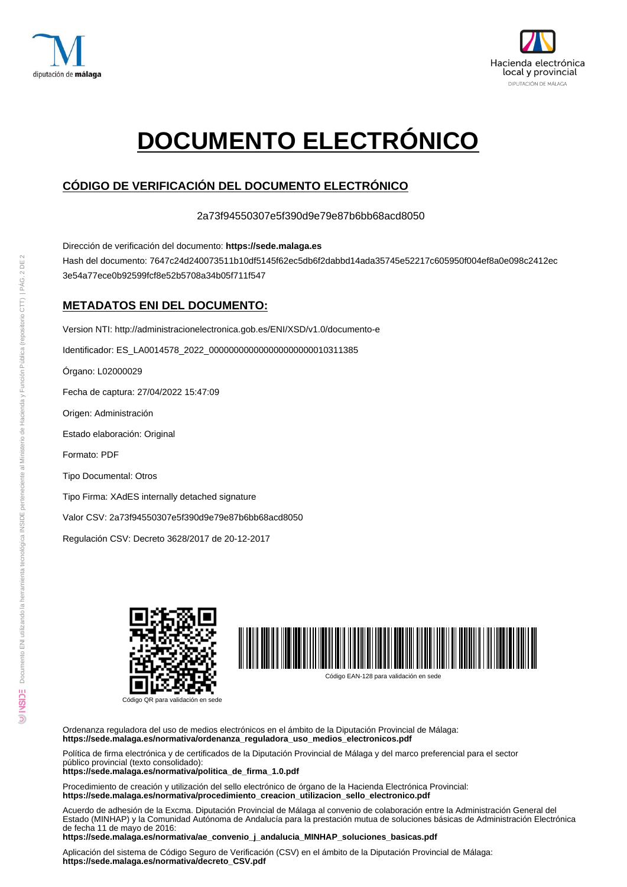# DOCUMENTO ELECTRÓNICO

## CÓDIGO DE VERIFICACIÓN DEL DOCUMENTO ELECTRÓNICO

2a73f94550307e5f390d9e79e87b6bb68acd8050

Dirección de verificación del documento: **https://sede.malaga.es**

Hash del documento: 7647c24d240073511b10df5145f62ec5db6f2dabbd14ada35745e52217c605950f004ef8a0e098c2412ec3e54a77ece0b92599fcf8e52b5708a34b05f711f547

## METADATOS ENI DEL DOCUMENTO:

Version NTI: http://administracionelectronica.gob.es/ENI/XSD/v1.0/documento-e

Identificador: ES_LA0014578_2022_000000000000000000000010311385

Órgano: L02000029

Fecha de captura: 27/04/2022 15:47:09

Origen: Administración

Estado elaboración: Original

Formato: PDF

Tipo Documental: Otros

Tipo Firma: XAdES internally detached signature

Valor CSV: 2a73f94550307e5f390d9e79e87b6bb68acd8050

Regulación CSV: Decreto 3628/2017 de 20-12-2017

Código QR para validación en sede

Código EAN-128 para validación en sede

Ordenanza reguladora del uso de medios electrónicos en el ámbito de la Diputación Provincial de Málaga:
**https://sede.malaga.es/normativa/ordenanza_reguladora_uso_medios_electronicos.pdf**

Política de firma electrónica y de certificados de la Diputación Provincial de Málaga y del marco preferencial para el sector público provincial (texto consolidado):
**https://sede.malaga.es/normativa/politica_de_firma_1.0.pdf**

Procedimiento de creación y utilización del sello electrónico de órgano de la Hacienda Electrónica Provincial:
**https://sede.malaga.es/normativa/procedimiento_creacion_utilizacion_sello_electronico.pdf**

Acuerdo de adhesión de la Excma. Diputación Provincial de Málaga al convenio de colaboración entre la Administración General del Estado (MINHAP) y la Comunidad Autónoma de Andalucía para la prestación mutua de soluciones básicas de Administración Electrónica de fecha 11 de mayo de 2016:
**https://sede.malaga.es/normativa/ae_convenio_j_andalucia_MINHAP_soluciones_basicas.pdf**

Aplicación del sistema de Código Seguro de Verificación (CSV) en el ámbito de la Diputación Provincial de Málaga:
**https://sede.malaga.es/normativa/decreto_CSV.pdf**